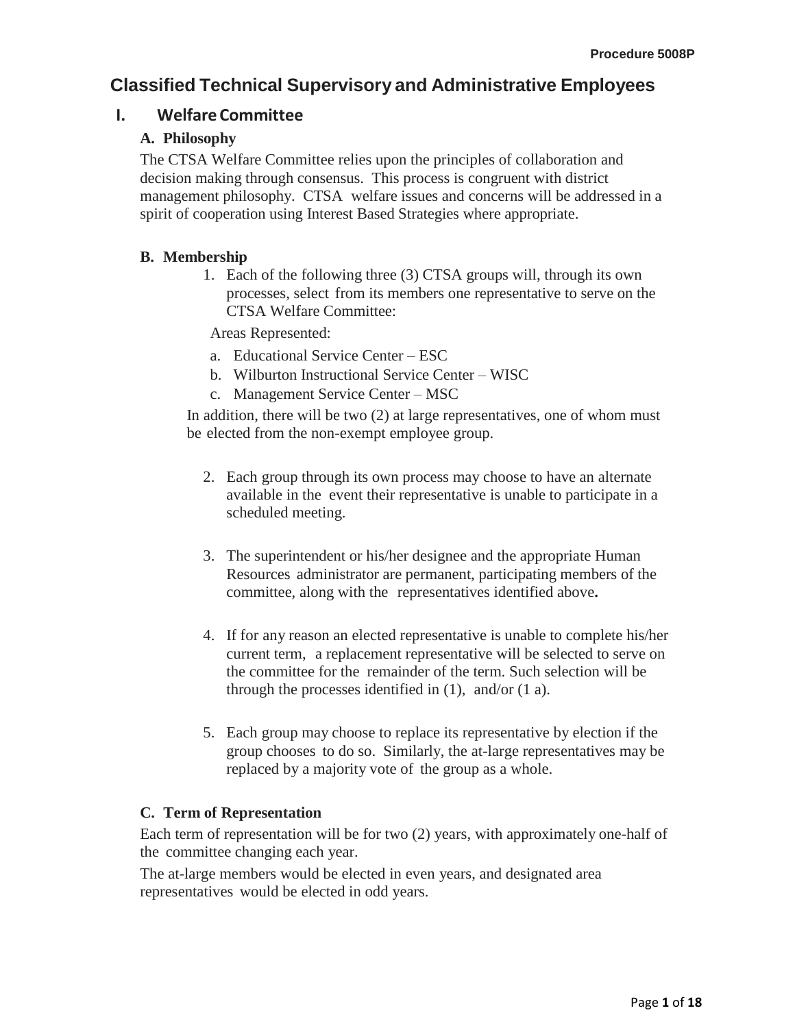# Classified Technical Supervisory and Administrative Employees

## I. Welfare Committee

### A. Philosophy

The CTSA Welfare Committee relies upon the principles of collaboration and decision making through consensus. This process is congruent with district management philosophy. CTSA welfare issues and concerns will be addressed in a spirit of cooperation using Interest Based Strategies where appropriate.

### B. Membership

1. Each of the following three (3) CTSA groups will, through its own processes, select from its members one representative to serve on the CTSA Welfare Committee:

   Areas Represented:

   a. Educational Service Center – ESC
   b. Wilburton Instructional Service Center – WISC
   c. Management Service Center – MSC

   In addition, there will be two (2) at large representatives, one of whom must be elected from the non-exempt employee group.

2. Each group through its own process may choose to have an alternate available in the event their representative is unable to participate in a scheduled meeting.

3. The superintendent or his/her designee and the appropriate Human Resources administrator are permanent, participating members of the committee, along with the representatives identified above**.**

4. If for any reason an elected representative is unable to complete his/her current term, a replacement representative will be selected to serve on the committee for the remainder of the term. Such selection will be through the processes identified in (1), and/or (1 a).

5. Each group may choose to replace its representative by election if the group chooses to do so. Similarly, the at-large representatives may be replaced by a majority vote of the group as a whole.

### C. Term of Representation

Each term of representation will be for two (2) years, with approximately one-half of the committee changing each year.

The at-large members would be elected in even years, and designated area representatives would be elected in odd years.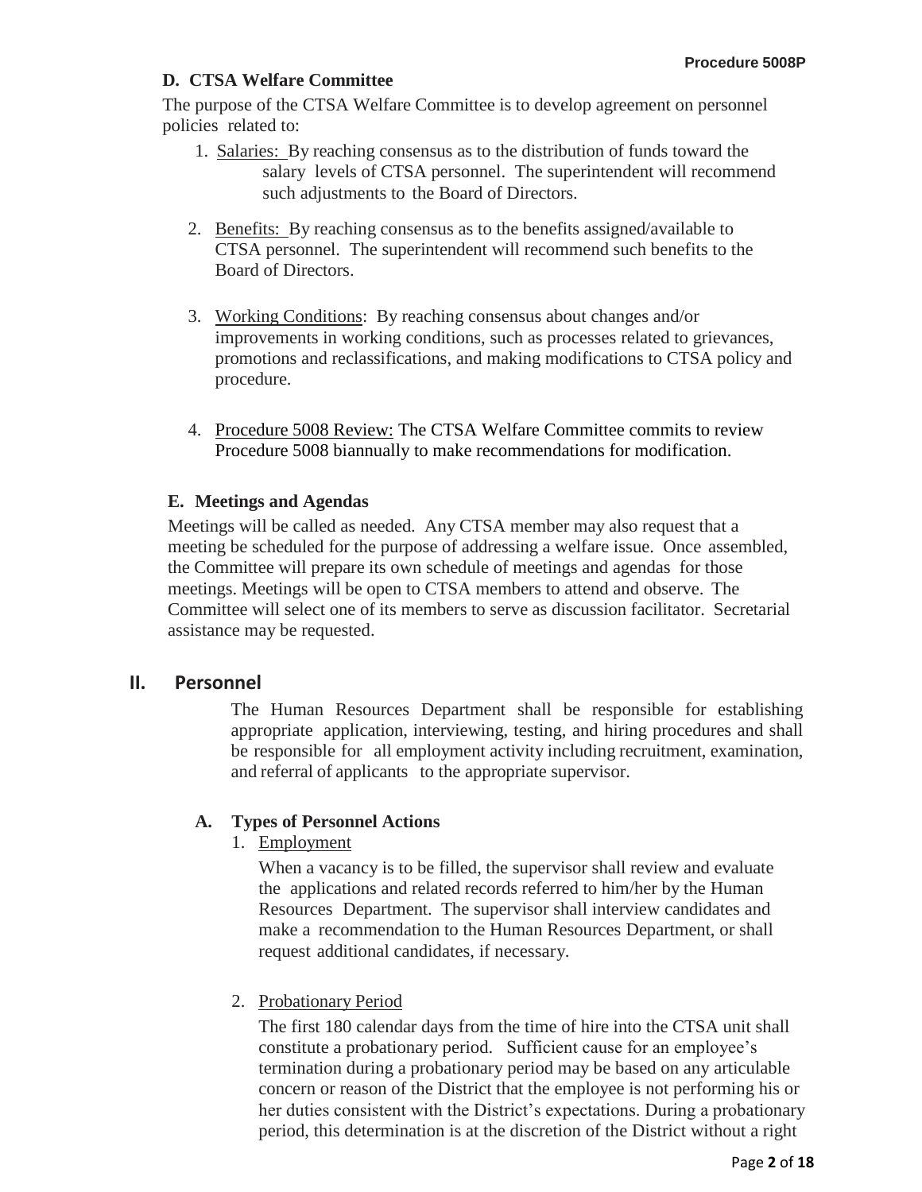### D. CTSA Welfare Committee

The purpose of the CTSA Welfare Committee is to develop agreement on personnel policies related to:

1. Salaries: By reaching consensus as to the distribution of funds toward the salary levels of CTSA personnel. The superintendent will recommend such adjustments to the Board of Directors.

2. Benefits: By reaching consensus as to the benefits assigned/available to CTSA personnel. The superintendent will recommend such benefits to the Board of Directors.

3. Working Conditions: By reaching consensus about changes and/or improvements in working conditions, such as processes related to grievances, promotions and reclassifications, and making modifications to CTSA policy and procedure.

4. Procedure 5008 Review: The CTSA Welfare Committee commits to review Procedure 5008 biannually to make recommendations for modification.

### E. Meetings and Agendas

Meetings will be called as needed. Any CTSA member may also request that a meeting be scheduled for the purpose of addressing a welfare issue. Once assembled, the Committee will prepare its own schedule of meetings and agendas for those meetings. Meetings will be open to CTSA members to attend and observe. The Committee will select one of its members to serve as discussion facilitator. Secretarial assistance may be requested.

## II. Personnel

The Human Resources Department shall be responsible for establishing appropriate application, interviewing, testing, and hiring procedures and shall be responsible for all employment activity including recruitment, examination, and referral of applicants to the appropriate supervisor.

### A. Types of Personnel Actions

1. Employment

   When a vacancy is to be filled, the supervisor shall review and evaluate the applications and related records referred to him/her by the Human Resources Department. The supervisor shall interview candidates and make a recommendation to the Human Resources Department, or shall request additional candidates, if necessary.

2. Probationary Period

   The first 180 calendar days from the time of hire into the CTSA unit shall constitute a probationary period. Sufficient cause for an employee's termination during a probationary period may be based on any articulable concern or reason of the District that the employee is not performing his or her duties consistent with the District's expectations. During a probationary period, this determination is at the discretion of the District without a right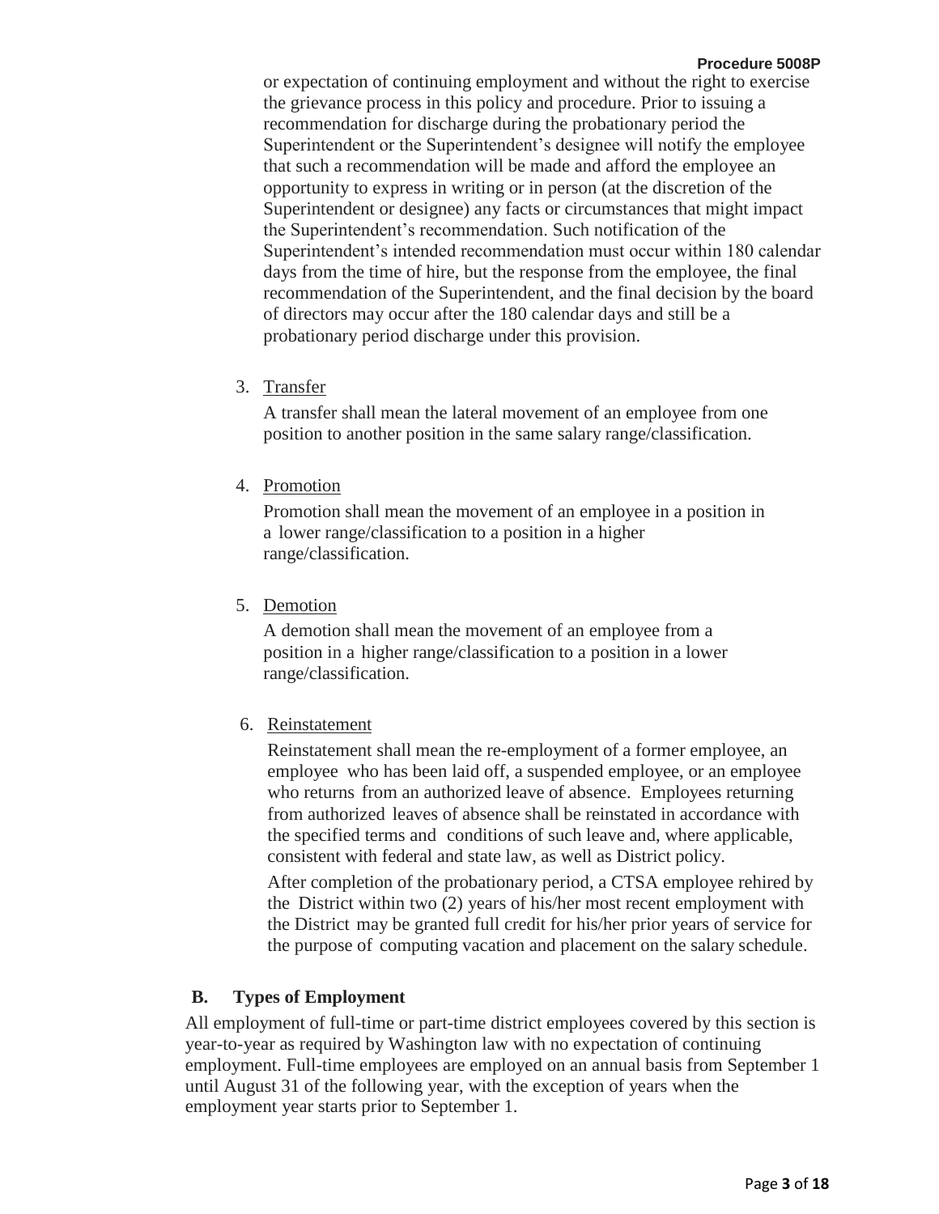or expectation of continuing employment and without the right to exercise the grievance process in this policy and procedure. Prior to issuing a recommendation for discharge during the probationary period the Superintendent or the Superintendent's designee will notify the employee that such a recommendation will be made and afford the employee an opportunity to express in writing or in person (at the discretion of the Superintendent or designee) any facts or circumstances that might impact the Superintendent's recommendation. Such notification of the Superintendent's intended recommendation must occur within 180 calendar days from the time of hire, but the response from the employee, the final recommendation of the Superintendent, and the final decision by the board of directors may occur after the 180 calendar days and still be a probationary period discharge under this provision.

3. Transfer

   A transfer shall mean the lateral movement of an employee from one position to another position in the same salary range/classification.

4. Promotion

   Promotion shall mean the movement of an employee in a position in a lower range/classification to a position in a higher range/classification.

5. Demotion

   A demotion shall mean the movement of an employee from a position in a higher range/classification to a position in a lower range/classification.

6. Reinstatement

   Reinstatement shall mean the re-employment of a former employee, an employee who has been laid off, a suspended employee, or an employee who returns from an authorized leave of absence. Employees returning from authorized leaves of absence shall be reinstated in accordance with the specified terms and conditions of such leave and, where applicable, consistent with federal and state law, as well as District policy.

   After completion of the probationary period, a CTSA employee rehired by the District within two (2) years of his/her most recent employment with the District may be granted full credit for his/her prior years of service for the purpose of computing vacation and placement on the salary schedule.

## B. Types of Employment

All employment of full-time or part-time district employees covered by this section is year-to-year as required by Washington law with no expectation of continuing employment. Full-time employees are employed on an annual basis from September 1 until August 31 of the following year, with the exception of years when the employment year starts prior to September 1.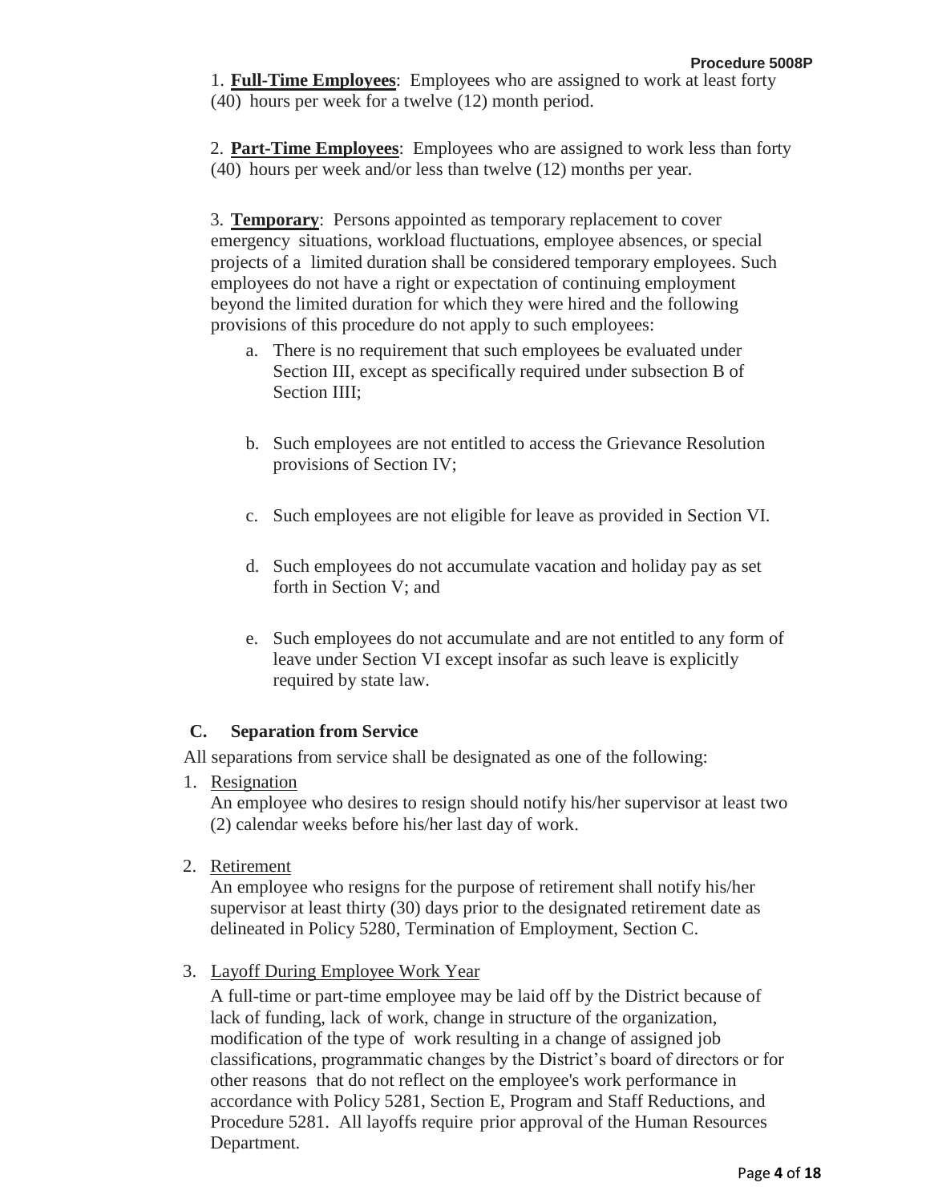1. **Full-Time Employees**: Employees who are assigned to work at least forty (40) hours per week for a twelve (12) month period.

2. **Part-Time Employees**: Employees who are assigned to work less than forty (40) hours per week and/or less than twelve (12) months per year.

3. **Temporary**: Persons appointed as temporary replacement to cover emergency situations, workload fluctuations, employee absences, or special projects of a limited duration shall be considered temporary employees. Such employees do not have a right or expectation of continuing employment beyond the limited duration for which they were hired and the following provisions of this procedure do not apply to such employees:

   a. There is no requirement that such employees be evaluated under Section III, except as specifically required under subsection B of Section IIII;

   b. Such employees are not entitled to access the Grievance Resolution provisions of Section IV;

   c. Such employees are not eligible for leave as provided in Section VI.

   d. Such employees do not accumulate vacation and holiday pay as set forth in Section V; and

   e. Such employees do not accumulate and are not entitled to any form of leave under Section VI except insofar as such leave is explicitly required by state law.

### C. Separation from Service

All separations from service shall be designated as one of the following:

1. Resignation

   An employee who desires to resign should notify his/her supervisor at least two (2) calendar weeks before his/her last day of work.

2. Retirement

   An employee who resigns for the purpose of retirement shall notify his/her supervisor at least thirty (30) days prior to the designated retirement date as delineated in Policy 5280, Termination of Employment, Section C.

3. Layoff During Employee Work Year

   A full-time or part-time employee may be laid off by the District because of lack of funding, lack of work, change in structure of the organization, modification of the type of work resulting in a change of assigned job classifications, programmatic changes by the District's board of directors or for other reasons that do not reflect on the employee's work performance in accordance with Policy 5281, Section E, Program and Staff Reductions, and Procedure 5281. All layoffs require prior approval of the Human Resources Department.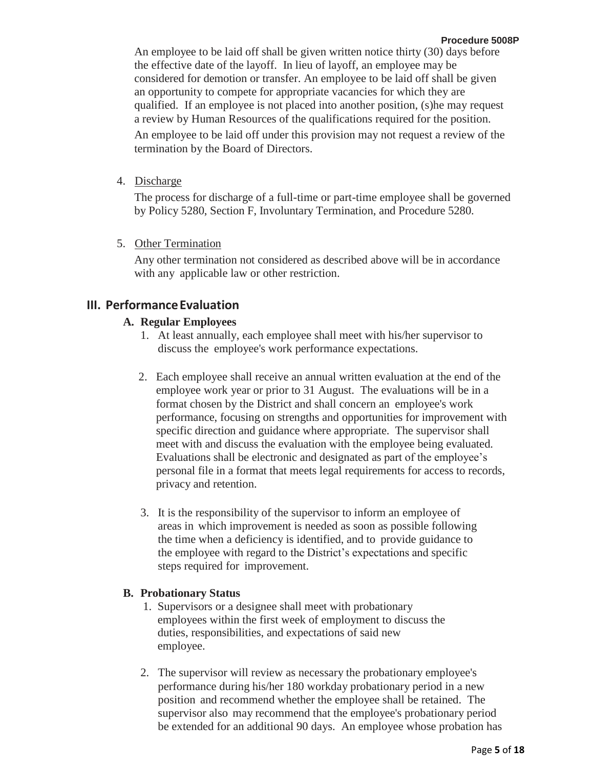An employee to be laid off shall be given written notice thirty (30) days before the effective date of the layoff. In lieu of layoff, an employee may be considered for demotion or transfer. An employee to be laid off shall be given an opportunity to compete for appropriate vacancies for which they are qualified. If an employee is not placed into another position, (s)he may request a review by Human Resources of the qualifications required for the position. An employee to be laid off under this provision may not request a review of the termination by the Board of Directors.

4. Discharge

   The process for discharge of a full-time or part-time employee shall be governed by Policy 5280, Section F, Involuntary Termination, and Procedure 5280.

5. Other Termination

   Any other termination not considered as described above will be in accordance with any applicable law or other restriction.

## III. Performance Evaluation

### A. Regular Employees

1. At least annually, each employee shall meet with his/her supervisor to discuss the employee's work performance expectations.

2. Each employee shall receive an annual written evaluation at the end of the employee work year or prior to 31 August. The evaluations will be in a format chosen by the District and shall concern an employee's work performance, focusing on strengths and opportunities for improvement with specific direction and guidance where appropriate. The supervisor shall meet with and discuss the evaluation with the employee being evaluated. Evaluations shall be electronic and designated as part of the employee's personal file in a format that meets legal requirements for access to records, privacy and retention.

3. It is the responsibility of the supervisor to inform an employee of areas in which improvement is needed as soon as possible following the time when a deficiency is identified, and to provide guidance to the employee with regard to the District's expectations and specific steps required for improvement.

### B. Probationary Status

1. Supervisors or a designee shall meet with probationary employees within the first week of employment to discuss the duties, responsibilities, and expectations of said new employee.

2. The supervisor will review as necessary the probationary employee's performance during his/her 180 workday probationary period in a new position and recommend whether the employee shall be retained. The supervisor also may recommend that the employee's probationary period be extended for an additional 90 days. An employee whose probation has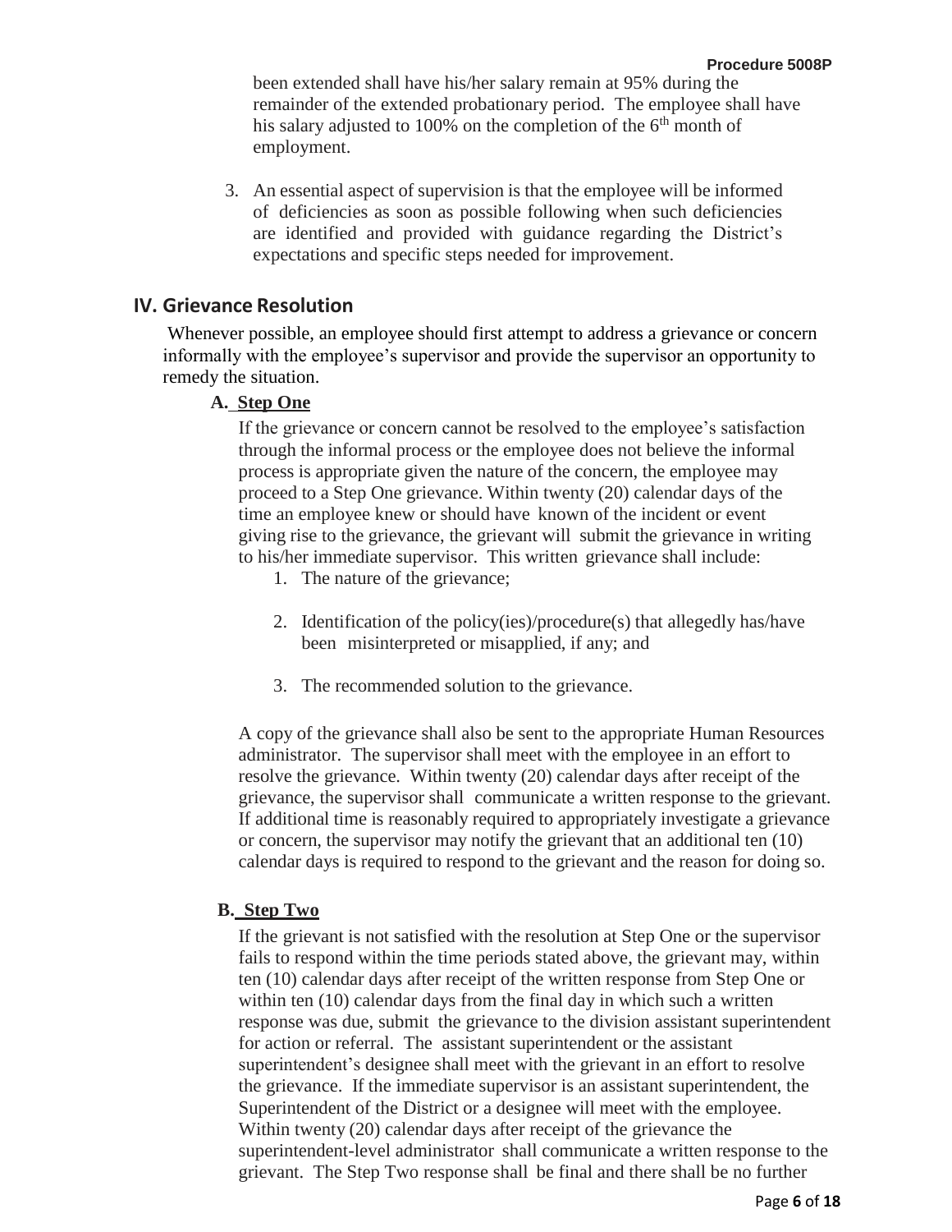been extended shall have his/her salary remain at 95% during the remainder of the extended probationary period. The employee shall have his salary adjusted to 100% on the completion of the 6th month of employment.

3. An essential aspect of supervision is that the employee will be informed of deficiencies as soon as possible following when such deficiencies are identified and provided with guidance regarding the District's expectations and specific steps needed for improvement.

## IV. Grievance Resolution

Whenever possible, an employee should first attempt to address a grievance or concern informally with the employee's supervisor and provide the supervisor an opportunity to remedy the situation.

### A. Step One

If the grievance or concern cannot be resolved to the employee's satisfaction through the informal process or the employee does not believe the informal process is appropriate given the nature of the concern, the employee may proceed to a Step One grievance. Within twenty (20) calendar days of the time an employee knew or should have known of the incident or event giving rise to the grievance, the grievant will submit the grievance in writing to his/her immediate supervisor. This written grievance shall include:

1. The nature of the grievance;
2. Identification of the policy(ies)/procedure(s) that allegedly has/have been misinterpreted or misapplied, if any; and
3. The recommended solution to the grievance.

A copy of the grievance shall also be sent to the appropriate Human Resources administrator. The supervisor shall meet with the employee in an effort to resolve the grievance. Within twenty (20) calendar days after receipt of the grievance, the supervisor shall communicate a written response to the grievant. If additional time is reasonably required to appropriately investigate a grievance or concern, the supervisor may notify the grievant that an additional ten (10) calendar days is required to respond to the grievant and the reason for doing so.

### B. Step Two

If the grievant is not satisfied with the resolution at Step One or the supervisor fails to respond within the time periods stated above, the grievant may, within ten (10) calendar days after receipt of the written response from Step One or within ten (10) calendar days from the final day in which such a written response was due, submit the grievance to the division assistant superintendent for action or referral. The assistant superintendent or the assistant superintendent's designee shall meet with the grievant in an effort to resolve the grievance. If the immediate supervisor is an assistant superintendent, the Superintendent of the District or a designee will meet with the employee. Within twenty (20) calendar days after receipt of the grievance the superintendent-level administrator shall communicate a written response to the grievant. The Step Two response shall be final and there shall be no further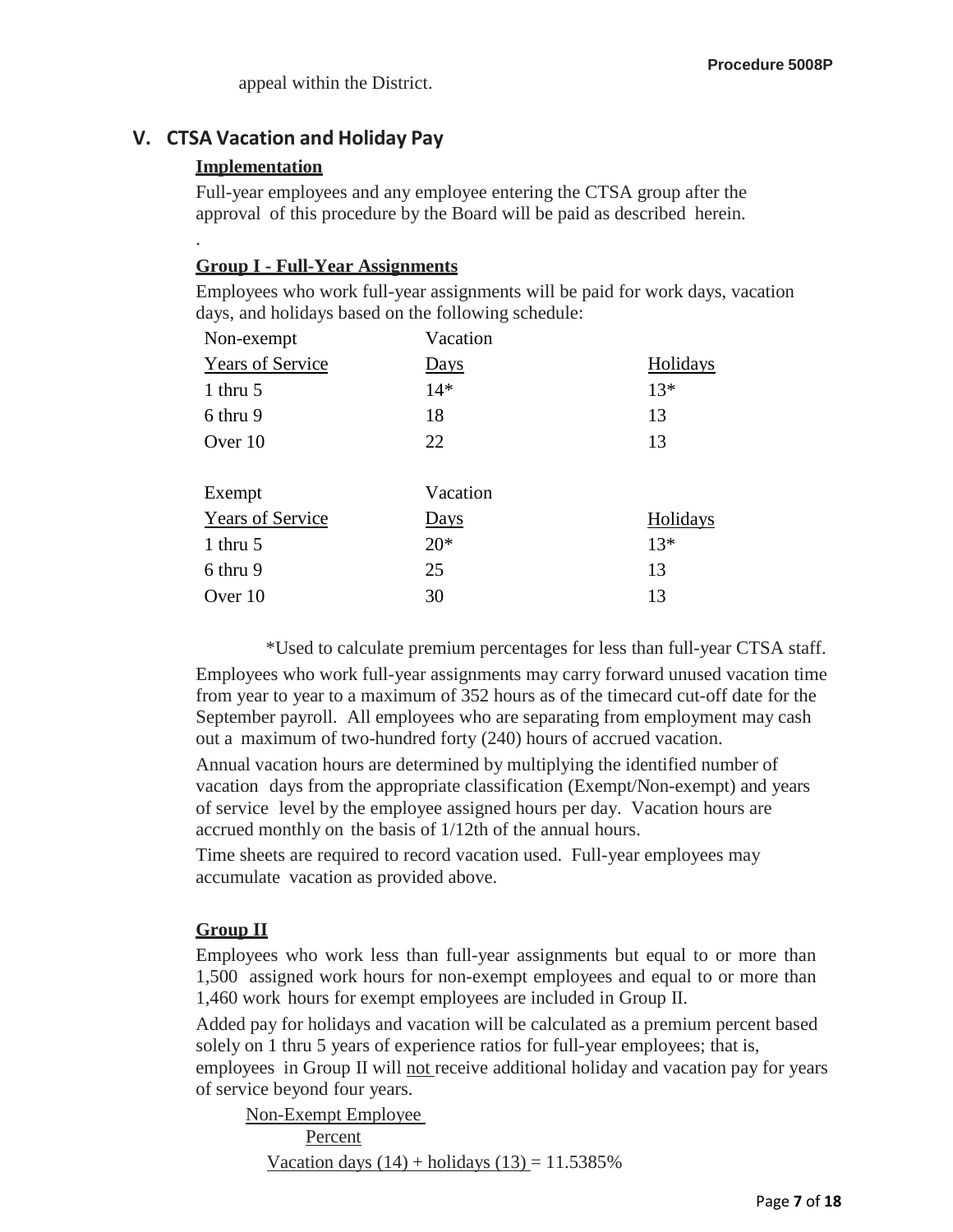appeal within the District.

## V. CTSA Vacation and Holiday Pay

**Implementation**

Full-year employees and any employee entering the CTSA group after the approval of this procedure by the Board will be paid as described herein.

.

**Group I - Full-Year Assignments**

Employees who work full-year assignments will be paid for work days, vacation days, and holidays based on the following schedule:

| Non-exempt Years of Service | Vacation Days | Holidays |
|---|---|---|
| 1 thru 5 | 14* | 13* |
| 6 thru 9 | 18 | 13 |
| Over 10 | 22 | 13 |

| Exempt Years of Service | Vacation Days | Holidays |
|---|---|---|
| 1 thru 5 | 20* | 13* |
| 6 thru 9 | 25 | 13 |
| Over 10 | 30 | 13 |

*Used to calculate premium percentages for less than full-year CTSA staff.

Employees who work full-year assignments may carry forward unused vacation time from year to year to a maximum of 352 hours as of the timecard cut-off date for the September payroll. All employees who are separating from employment may cash out a maximum of two-hundred forty (240) hours of accrued vacation.

Annual vacation hours are determined by multiplying the identified number of vacation days from the appropriate classification (Exempt/Non-exempt) and years of service level by the employee assigned hours per day. Vacation hours are accrued monthly on the basis of 1/12th of the annual hours.

Time sheets are required to record vacation used. Full-year employees may accumulate vacation as provided above.

**Group II**

Employees who work less than full-year assignments but equal to or more than 1,500 assigned work hours for non-exempt employees and equal to or more than 1,460 work hours for exempt employees are included in Group II.

Added pay for holidays and vacation will be calculated as a premium percent based solely on 1 thru 5 years of experience ratios for full-year employees; that is, employees in Group II will not receive additional holiday and vacation pay for years of service beyond four years.

Non-Exempt Employee

Percent

Vacation days (14) + holidays (13) = 11.5385%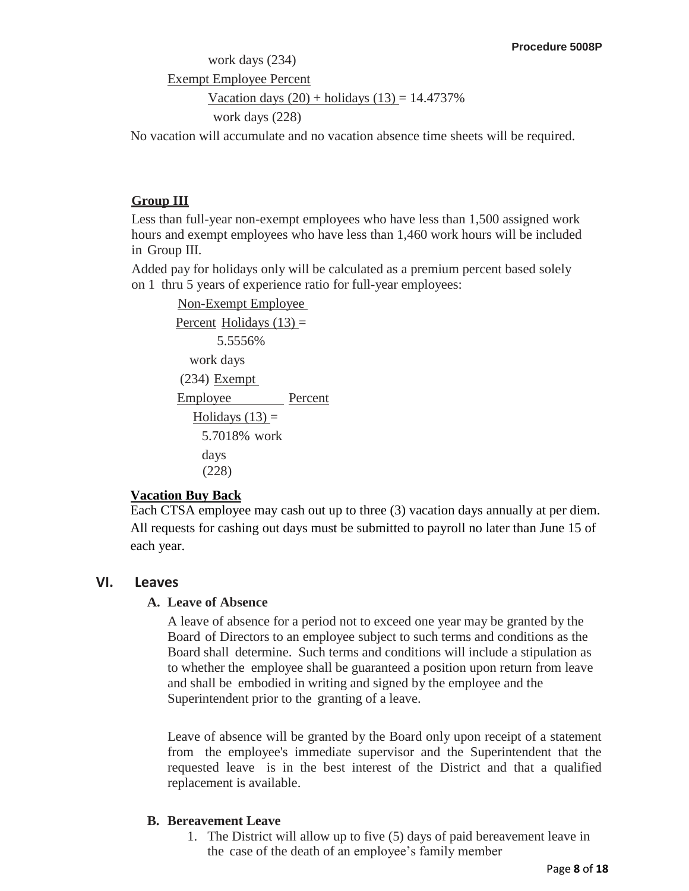work days (234)

Exempt Employee Percent

$$\frac{\text{Vacation days } (20) + \text{holidays } (13)}{\text{work days } (228)} = 14.4737\%$$

No vacation will accumulate and no vacation absence time sheets will be required.

**Group III**

Less than full-year non-exempt employees who have less than 1,500 assigned work hours and exempt employees who have less than 1,460 work hours will be included in Group III.

Added pay for holidays only will be calculated as a premium percent based solely on 1 thru 5 years of experience ratio for full-year employees:

Non-Exempt Employee Percent

$$\frac{\text{Holidays } (13)}{\text{work days } (234)} = 5.5556\%$$

Exempt Employee Percent

$$\frac{\text{Holidays } (13)}{\text{work days } (228)} = 5.7018\%$$

**Vacation Buy Back**

Each CTSA employee may cash out up to three (3) vacation days annually at per diem. All requests for cashing out days must be submitted to payroll no later than June 15 of each year.

## VI. Leaves

### A. Leave of Absence

A leave of absence for a period not to exceed one year may be granted by the Board of Directors to an employee subject to such terms and conditions as the Board shall determine. Such terms and conditions will include a stipulation as to whether the employee shall be guaranteed a position upon return from leave and shall be embodied in writing and signed by the employee and the Superintendent prior to the granting of a leave.

Leave of absence will be granted by the Board only upon receipt of a statement from the employee's immediate supervisor and the Superintendent that the requested leave is in the best interest of the District and that a qualified replacement is available.

### B. Bereavement Leave

1. The District will allow up to five (5) days of paid bereavement leave in the case of the death of an employee's family member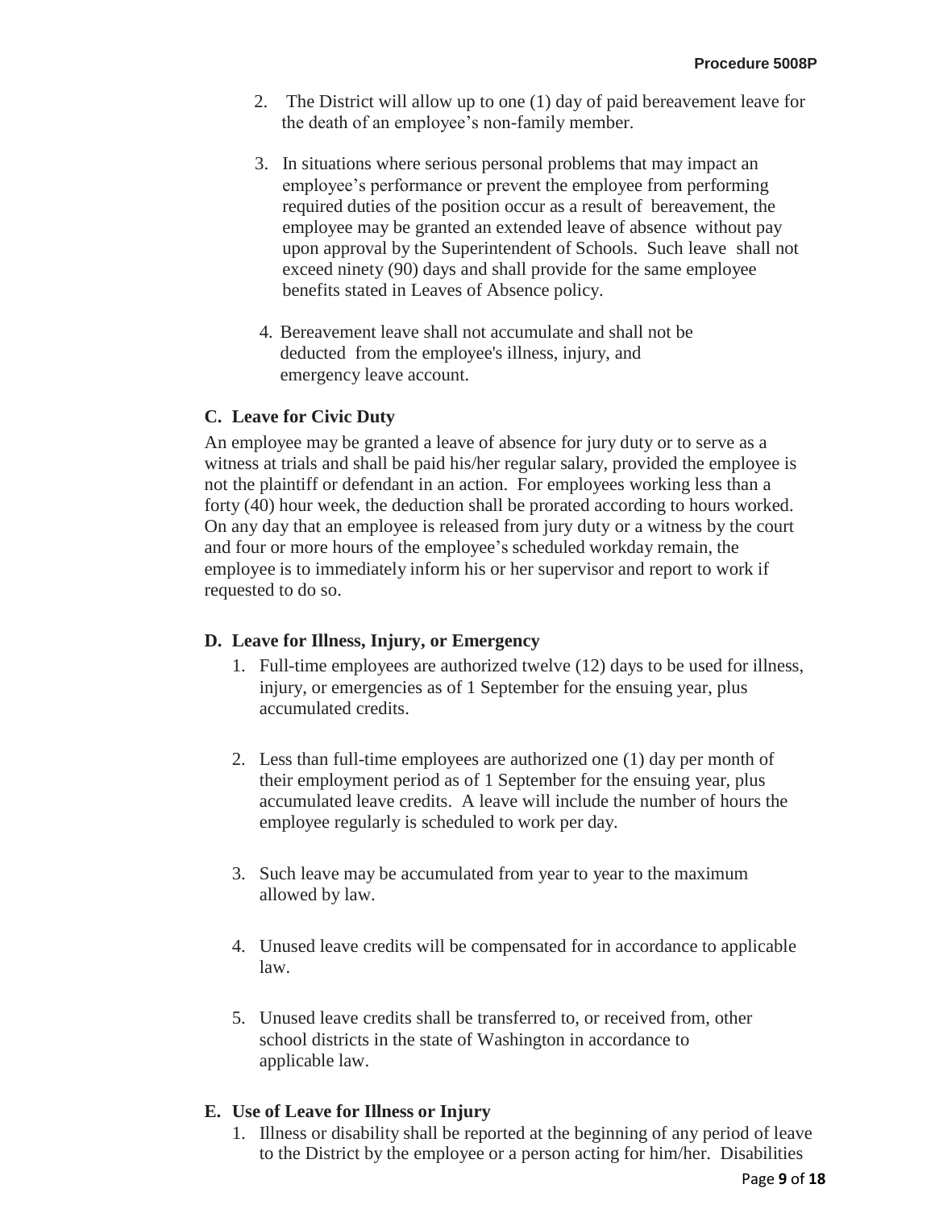2. The District will allow up to one (1) day of paid bereavement leave for the death of an employee's non-family member.

3. In situations where serious personal problems that may impact an employee's performance or prevent the employee from performing required duties of the position occur as a result of bereavement, the employee may be granted an extended leave of absence without pay upon approval by the Superintendent of Schools. Such leave shall not exceed ninety (90) days and shall provide for the same employee benefits stated in Leaves of Absence policy.

4. Bereavement leave shall not accumulate and shall not be deducted from the employee's illness, injury, and emergency leave account.

### C. Leave for Civic Duty

An employee may be granted a leave of absence for jury duty or to serve as a witness at trials and shall be paid his/her regular salary, provided the employee is not the plaintiff or defendant in an action. For employees working less than a forty (40) hour week, the deduction shall be prorated according to hours worked. On any day that an employee is released from jury duty or a witness by the court and four or more hours of the employee's scheduled workday remain, the employee is to immediately inform his or her supervisor and report to work if requested to do so.

### D. Leave for Illness, Injury, or Emergency

1. Full-time employees are authorized twelve (12) days to be used for illness, injury, or emergencies as of 1 September for the ensuing year, plus accumulated credits.

2. Less than full-time employees are authorized one (1) day per month of their employment period as of 1 September for the ensuing year, plus accumulated leave credits. A leave will include the number of hours the employee regularly is scheduled to work per day.

3. Such leave may be accumulated from year to year to the maximum allowed by law.

4. Unused leave credits will be compensated for in accordance to applicable law.

5. Unused leave credits shall be transferred to, or received from, other school districts in the state of Washington in accordance to applicable law.

### E. Use of Leave for Illness or Injury

1. Illness or disability shall be reported at the beginning of any period of leave to the District by the employee or a person acting for him/her. Disabilities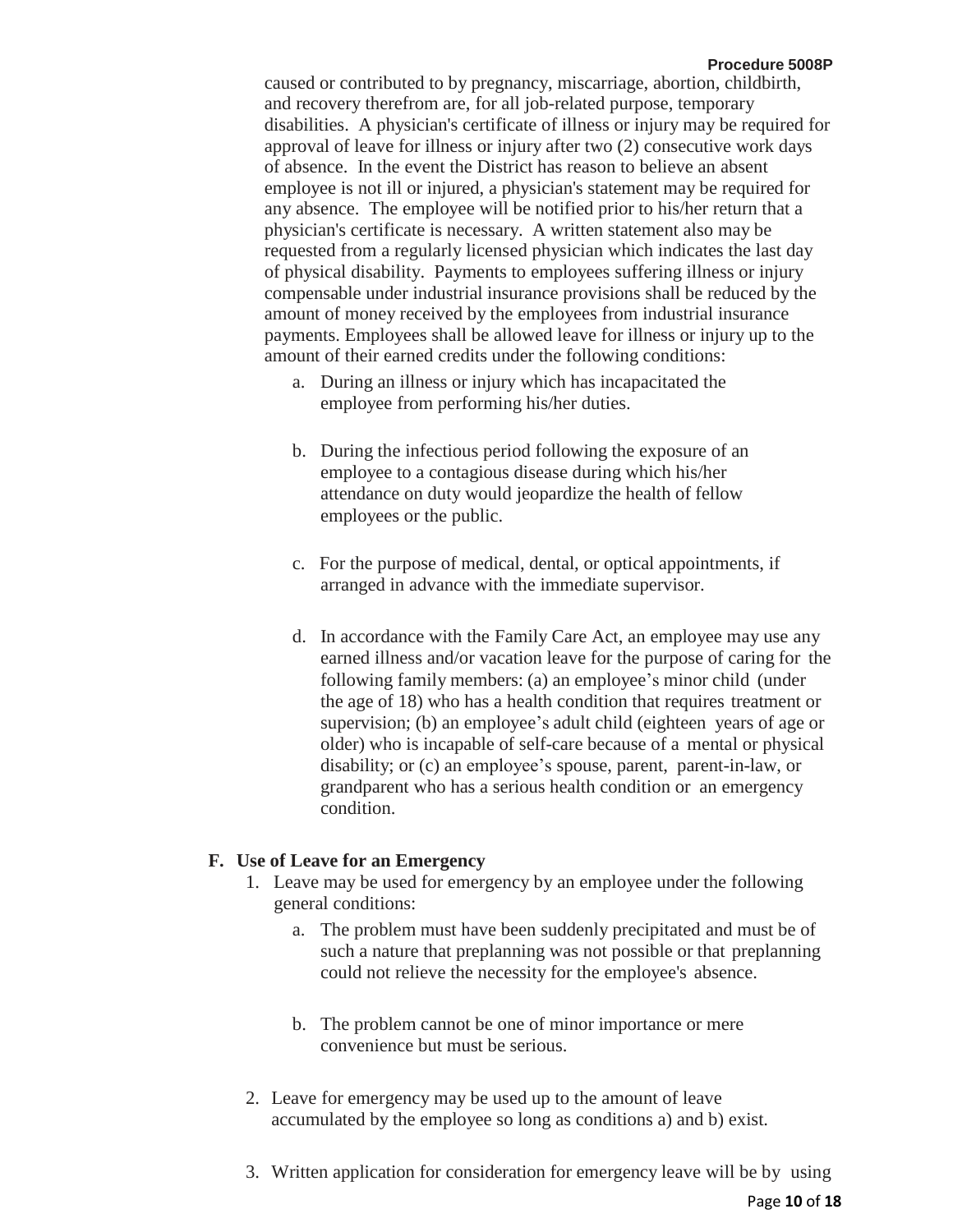caused or contributed to by pregnancy, miscarriage, abortion, childbirth, and recovery therefrom are, for all job-related purpose, temporary disabilities. A physician's certificate of illness or injury may be required for approval of leave for illness or injury after two (2) consecutive work days of absence. In the event the District has reason to believe an absent employee is not ill or injured, a physician's statement may be required for any absence. The employee will be notified prior to his/her return that a physician's certificate is necessary. A written statement also may be requested from a regularly licensed physician which indicates the last day of physical disability. Payments to employees suffering illness or injury compensable under industrial insurance provisions shall be reduced by the amount of money received by the employees from industrial insurance payments. Employees shall be allowed leave for illness or injury up to the amount of their earned credits under the following conditions:

a. During an illness or injury which has incapacitated the employee from performing his/her duties.

b. During the infectious period following the exposure of an employee to a contagious disease during which his/her attendance on duty would jeopardize the health of fellow employees or the public.

c. For the purpose of medical, dental, or optical appointments, if arranged in advance with the immediate supervisor.

d. In accordance with the Family Care Act, an employee may use any earned illness and/or vacation leave for the purpose of caring for the following family members: (a) an employee's minor child (under the age of 18) who has a health condition that requires treatment or supervision; (b) an employee's adult child (eighteen years of age or older) who is incapable of self-care because of a mental or physical disability; or (c) an employee's spouse, parent, parent-in-law, or grandparent who has a serious health condition or an emergency condition.

## F. Use of Leave for an Emergency

1. Leave may be used for emergency by an employee under the following general conditions:

   a. The problem must have been suddenly precipitated and must be of such a nature that preplanning was not possible or that preplanning could not relieve the necessity for the employee's absence.

   b. The problem cannot be one of minor importance or mere convenience but must be serious.

2. Leave for emergency may be used up to the amount of leave accumulated by the employee so long as conditions a) and b) exist.

3. Written application for consideration for emergency leave will be by using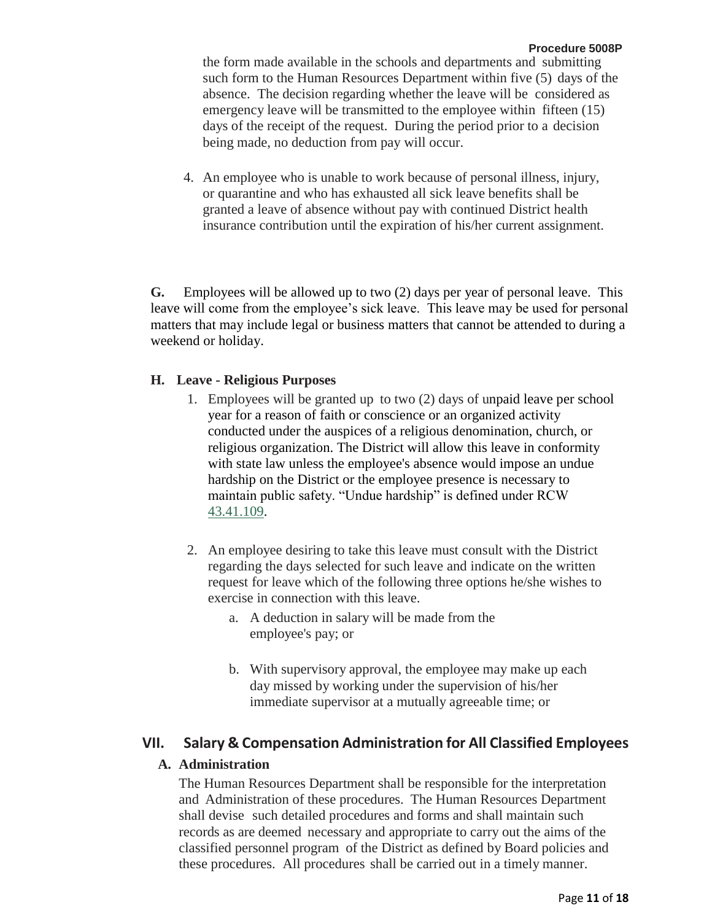the form made available in the schools and departments and submitting such form to the Human Resources Department within five (5) days of the absence. The decision regarding whether the leave will be considered as emergency leave will be transmitted to the employee within fifteen (15) days of the receipt of the request. During the period prior to a decision being made, no deduction from pay will occur.

4. An employee who is unable to work because of personal illness, injury, or quarantine and who has exhausted all sick leave benefits shall be granted a leave of absence without pay with continued District health insurance contribution until the expiration of his/her current assignment.

**G.** Employees will be allowed up to two (2) days per year of personal leave. This leave will come from the employee's sick leave. This leave may be used for personal matters that may include legal or business matters that cannot be attended to during a weekend or holiday.

**H. Leave - Religious Purposes**

1. Employees will be granted up to two (2) days of unpaid leave per school year for a reason of faith or conscience or an organized activity conducted under the auspices of a religious denomination, church, or religious organization. The District will allow this leave in conformity with state law unless the employee's absence would impose an undue hardship on the District or the employee presence is necessary to maintain public safety. "Undue hardship" is defined under RCW 43.41.109.

2. An employee desiring to take this leave must consult with the District regarding the days selected for such leave and indicate on the written request for leave which of the following three options he/she wishes to exercise in connection with this leave.
   a. A deduction in salary will be made from the employee's pay; or

   b. With supervisory approval, the employee may make up each day missed by working under the supervision of his/her immediate supervisor at a mutually agreeable time; or

## VII. Salary & Compensation Administration for All Classified Employees

### A. Administration

The Human Resources Department shall be responsible for the interpretation and Administration of these procedures. The Human Resources Department shall devise such detailed procedures and forms and shall maintain such records as are deemed necessary and appropriate to carry out the aims of the classified personnel program of the District as defined by Board policies and these procedures. All procedures shall be carried out in a timely manner.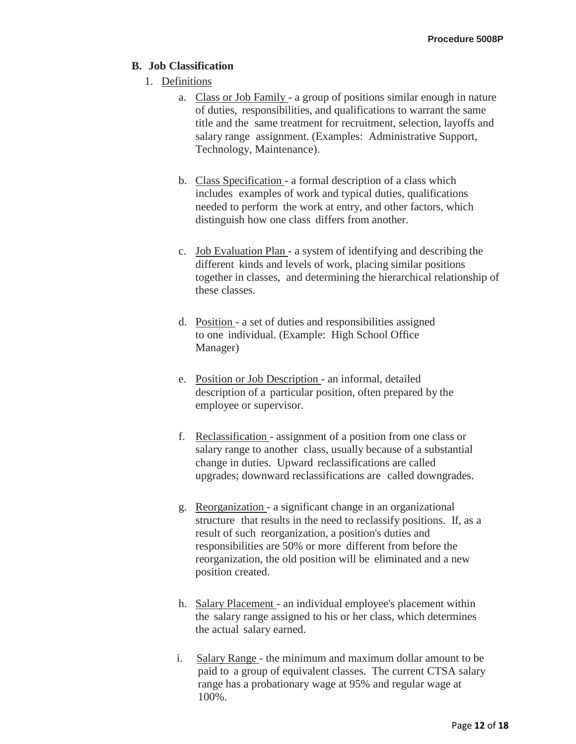### B. Job Classification

1. Definitions

   a. Class or Job Family - a group of positions similar enough in nature of duties, responsibilities, and qualifications to warrant the same title and the same treatment for recruitment, selection, layoffs and salary range assignment. (Examples: Administrative Support, Technology, Maintenance).

   b. Class Specification - a formal description of a class which includes examples of work and typical duties, qualifications needed to perform the work at entry, and other factors, which distinguish how one class differs from another.

   c. Job Evaluation Plan - a system of identifying and describing the different kinds and levels of work, placing similar positions together in classes, and determining the hierarchical relationship of these classes.

   d. Position - a set of duties and responsibilities assigned to one individual. (Example: High School Office Manager)

   e. Position or Job Description - an informal, detailed description of a particular position, often prepared by the employee or supervisor.

   f. Reclassification - assignment of a position from one class or salary range to another class, usually because of a substantial change in duties. Upward reclassifications are called upgrades; downward reclassifications are called downgrades.

   g. Reorganization - a significant change in an organizational structure that results in the need to reclassify positions. If, as a result of such reorganization, a position's duties and responsibilities are 50% or more different from before the reorganization, the old position will be eliminated and a new position created.

   h. Salary Placement - an individual employee's placement within the salary range assigned to his or her class, which determines the actual salary earned.

   i. Salary Range - the minimum and maximum dollar amount to be paid to a group of equivalent classes. The current CTSA salary range has a probationary wage at 95% and regular wage at 100%.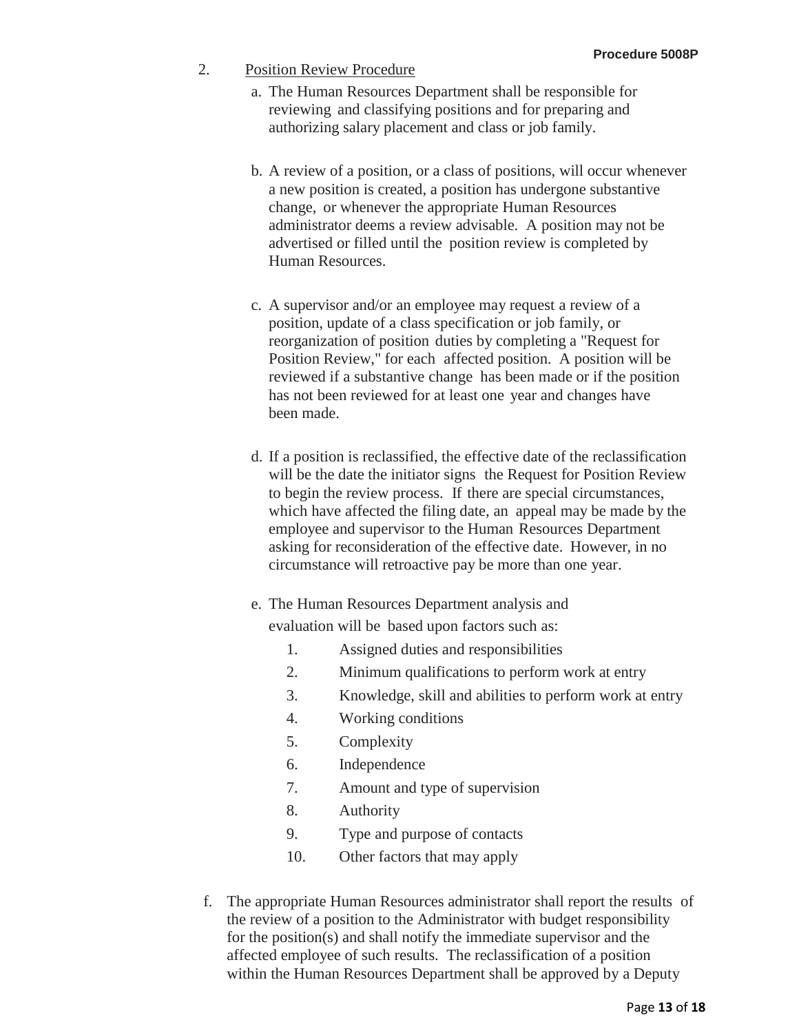2. <u>Position Review Procedure</u>

   a. The Human Resources Department shall be responsible for reviewing and classifying positions and for preparing and authorizing salary placement and class or job family.

   b. A review of a position, or a class of positions, will occur whenever a new position is created, a position has undergone substantive change, or whenever the appropriate Human Resources administrator deems a review advisable. A position may not be advertised or filled until the position review is completed by Human Resources.

   c. A supervisor and/or an employee may request a review of a position, update of a class specification or job family, or reorganization of position duties by completing a "Request for Position Review," for each affected position. A position will be reviewed if a substantive change has been made or if the position has not been reviewed for at least one year and changes have been made.

   d. If a position is reclassified, the effective date of the reclassification will be the date the initiator signs the Request for Position Review to begin the review process. If there are special circumstances, which have affected the filing date, an appeal may be made by the employee and supervisor to the Human Resources Department asking for reconsideration of the effective date. However, in no circumstance will retroactive pay be more than one year.

   e. The Human Resources Department analysis and evaluation will be based upon factors such as:

      1. Assigned duties and responsibilities
      2. Minimum qualifications to perform work at entry
      3. Knowledge, skill and abilities to perform work at entry
      4. Working conditions
      5. Complexity
      6. Independence
      7. Amount and type of supervision
      8. Authority
      9. Type and purpose of contacts
      10. Other factors that may apply

   f. The appropriate Human Resources administrator shall report the results of the review of a position to the Administrator with budget responsibility for the position(s) and shall notify the immediate supervisor and the affected employee of such results. The reclassification of a position within the Human Resources Department shall be approved by a Deputy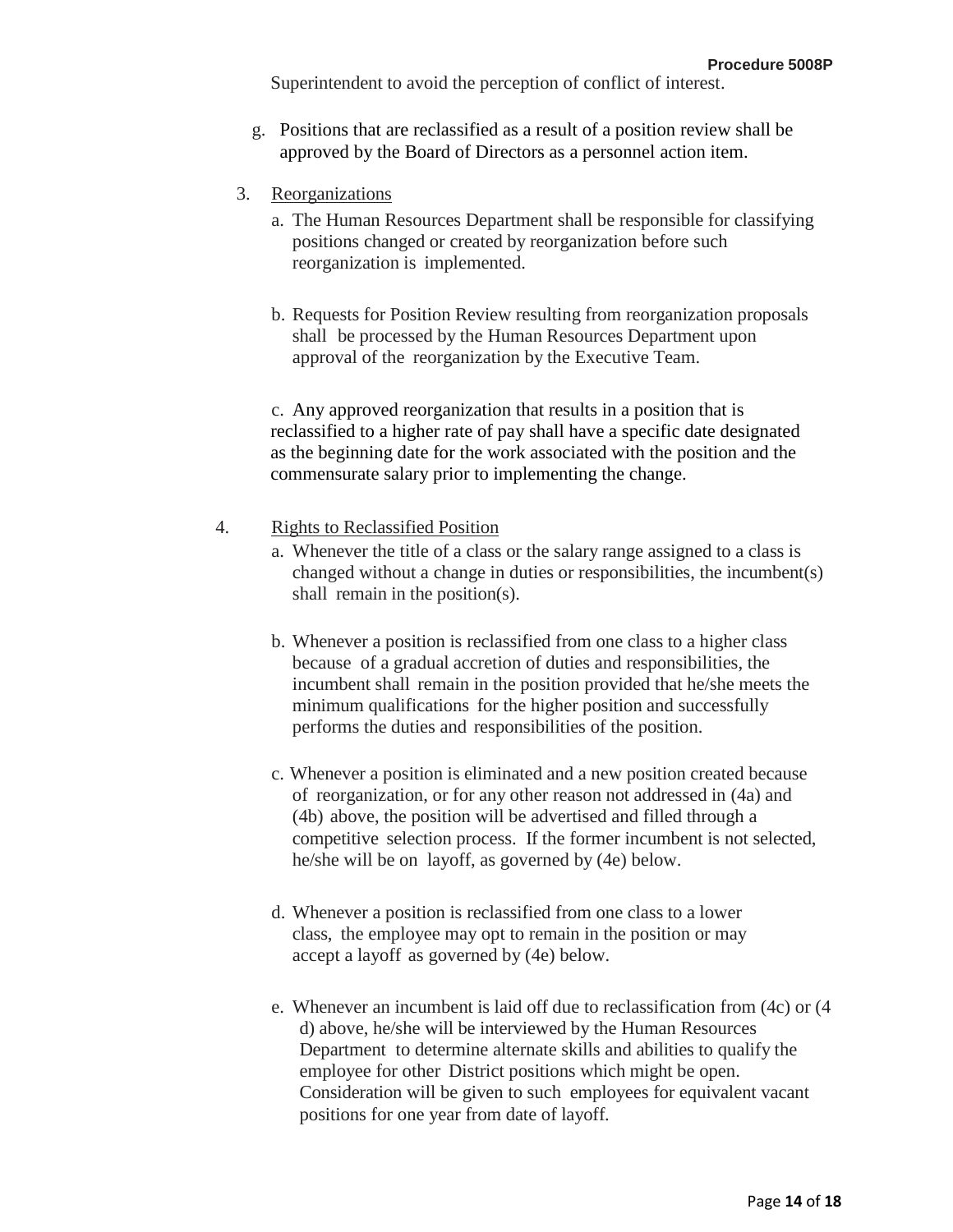Superintendent to avoid the perception of conflict of interest.

g. Positions that are reclassified as a result of a position review shall be approved by the Board of Directors as a personnel action item.

3. Reorganizations

   a. The Human Resources Department shall be responsible for classifying positions changed or created by reorganization before such reorganization is implemented.

   b. Requests for Position Review resulting from reorganization proposals shall be processed by the Human Resources Department upon approval of the reorganization by the Executive Team.

   c. Any approved reorganization that results in a position that is reclassified to a higher rate of pay shall have a specific date designated as the beginning date for the work associated with the position and the commensurate salary prior to implementing the change.

4. Rights to Reclassified Position

   a. Whenever the title of a class or the salary range assigned to a class is changed without a change in duties or responsibilities, the incumbent(s) shall remain in the position(s).

   b. Whenever a position is reclassified from one class to a higher class because of a gradual accretion of duties and responsibilities, the incumbent shall remain in the position provided that he/she meets the minimum qualifications for the higher position and successfully performs the duties and responsibilities of the position.

   c. Whenever a position is eliminated and a new position created because of reorganization, or for any other reason not addressed in (4a) and (4b) above, the position will be advertised and filled through a competitive selection process. If the former incumbent is not selected, he/she will be on layoff, as governed by (4e) below.

   d. Whenever a position is reclassified from one class to a lower class, the employee may opt to remain in the position or may accept a layoff as governed by (4e) below.

   e. Whenever an incumbent is laid off due to reclassification from (4c) or (4 d) above, he/she will be interviewed by the Human Resources Department to determine alternate skills and abilities to qualify the employee for other District positions which might be open. Consideration will be given to such employees for equivalent vacant positions for one year from date of layoff.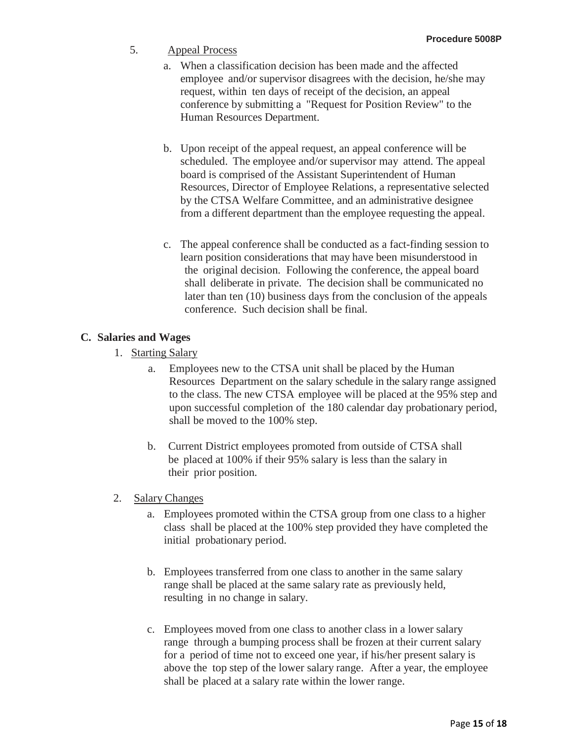5. Appeal Process

   a. When a classification decision has been made and the affected employee and/or supervisor disagrees with the decision, he/she may request, within ten days of receipt of the decision, an appeal conference by submitting a "Request for Position Review" to the Human Resources Department.

   b. Upon receipt of the appeal request, an appeal conference will be scheduled. The employee and/or supervisor may attend. The appeal board is comprised of the Assistant Superintendent of Human Resources, Director of Employee Relations, a representative selected by the CTSA Welfare Committee, and an administrative designee from a different department than the employee requesting the appeal.

   c. The appeal conference shall be conducted as a fact-finding session to learn position considerations that may have been misunderstood in the original decision. Following the conference, the appeal board shall deliberate in private. The decision shall be communicated no later than ten (10) business days from the conclusion of the appeals conference. Such decision shall be final.

**C. Salaries and Wages**

1. Starting Salary

   a. Employees new to the CTSA unit shall be placed by the Human Resources Department on the salary schedule in the salary range assigned to the class. The new CTSA employee will be placed at the 95% step and upon successful completion of the 180 calendar day probationary period, shall be moved to the 100% step.

   b. Current District employees promoted from outside of CTSA shall be placed at 100% if their 95% salary is less than the salary in their prior position.

2. Salary Changes

   a. Employees promoted within the CTSA group from one class to a higher class shall be placed at the 100% step provided they have completed the initial probationary period.

   b. Employees transferred from one class to another in the same salary range shall be placed at the same salary rate as previously held, resulting in no change in salary.

   c. Employees moved from one class to another class in a lower salary range through a bumping process shall be frozen at their current salary for a period of time not to exceed one year, if his/her present salary is above the top step of the lower salary range. After a year, the employee shall be placed at a salary rate within the lower range.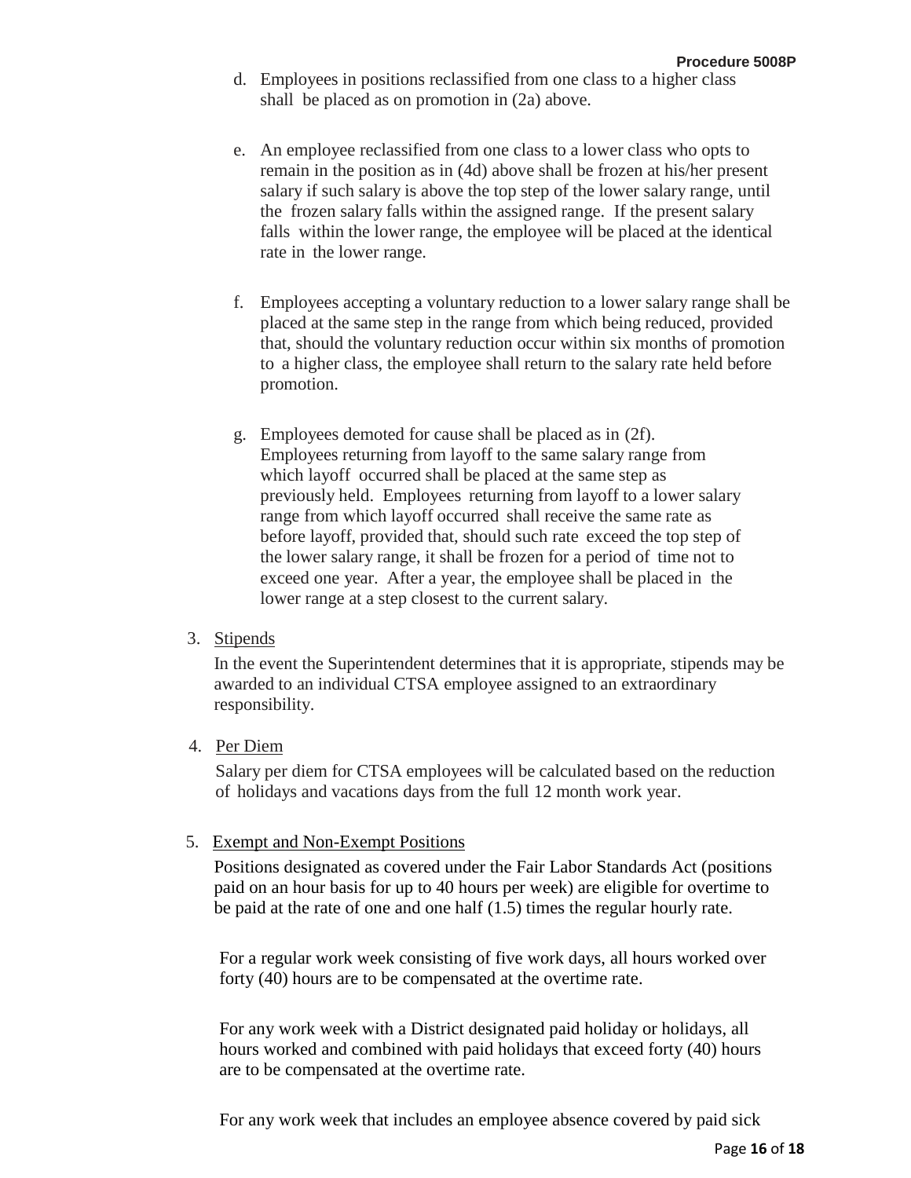d. Employees in positions reclassified from one class to a higher class shall be placed as on promotion in (2a) above.

e. An employee reclassified from one class to a lower class who opts to remain in the position as in (4d) above shall be frozen at his/her present salary if such salary is above the top step of the lower salary range, until the frozen salary falls within the assigned range. If the present salary falls within the lower range, the employee will be placed at the identical rate in the lower range.

f. Employees accepting a voluntary reduction to a lower salary range shall be placed at the same step in the range from which being reduced, provided that, should the voluntary reduction occur within six months of promotion to a higher class, the employee shall return to the salary rate held before promotion.

g. Employees demoted for cause shall be placed as in (2f). Employees returning from layoff to the same salary range from which layoff occurred shall be placed at the same step as previously held. Employees returning from layoff to a lower salary range from which layoff occurred shall receive the same rate as before layoff, provided that, should such rate exceed the top step of the lower salary range, it shall be frozen for a period of time not to exceed one year. After a year, the employee shall be placed in the lower range at a step closest to the current salary.

3. Stipends

In the event the Superintendent determines that it is appropriate, stipends may be awarded to an individual CTSA employee assigned to an extraordinary responsibility.

4. Per Diem

Salary per diem for CTSA employees will be calculated based on the reduction of holidays and vacations days from the full 12 month work year.

5. Exempt and Non-Exempt Positions

Positions designated as covered under the Fair Labor Standards Act (positions paid on an hour basis for up to 40 hours per week) are eligible for overtime to be paid at the rate of one and one half (1.5) times the regular hourly rate.

For a regular work week consisting of five work days, all hours worked over forty (40) hours are to be compensated at the overtime rate.

For any work week with a District designated paid holiday or holidays, all hours worked and combined with paid holidays that exceed forty (40) hours are to be compensated at the overtime rate.

For any work week that includes an employee absence covered by paid sick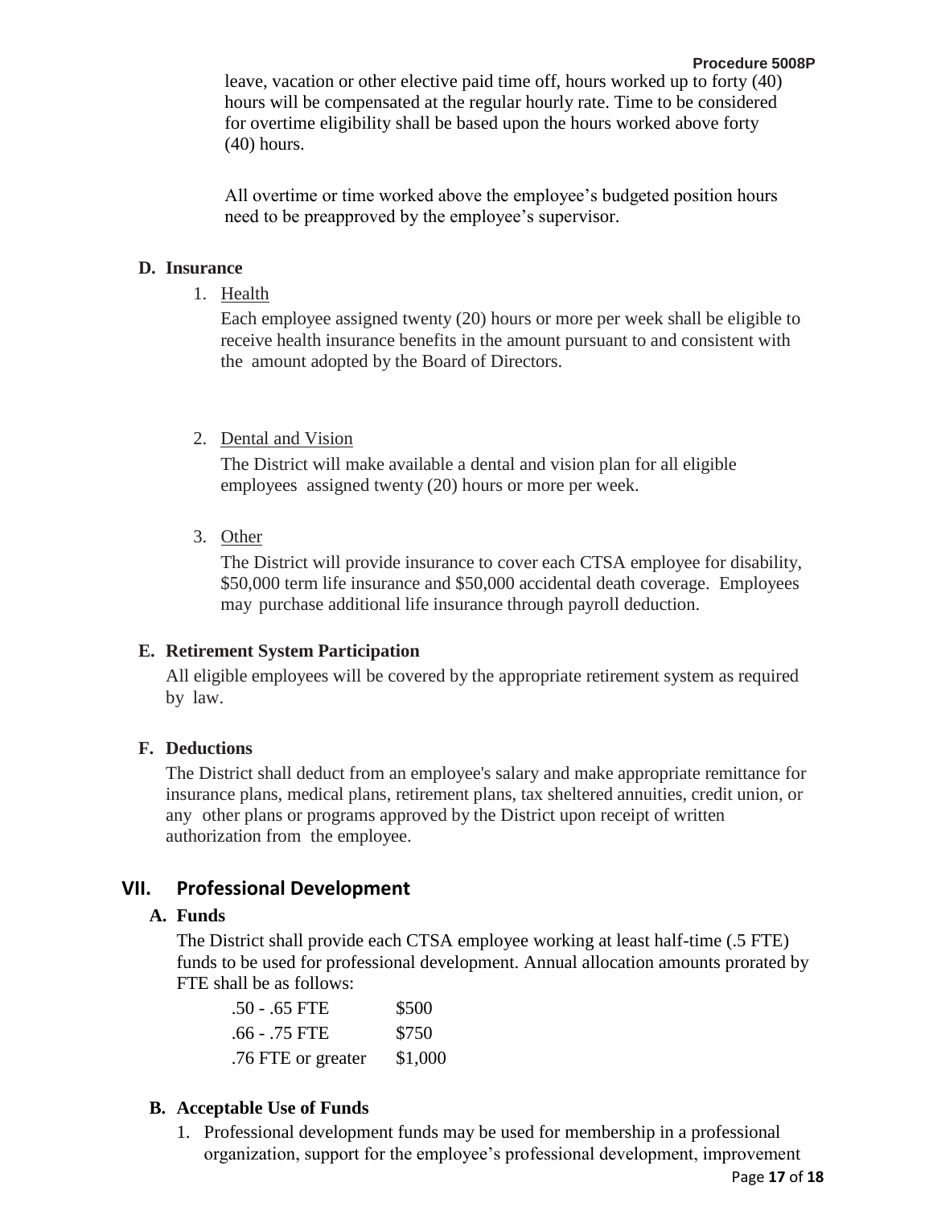leave, vacation or other elective paid time off, hours worked up to forty (40) hours will be compensated at the regular hourly rate. Time to be considered for overtime eligibility shall be based upon the hours worked above forty (40) hours.

All overtime or time worked above the employee's budgeted position hours need to be preapproved by the employee's supervisor.

**D. Insurance**

1. Health

   Each employee assigned twenty (20) hours or more per week shall be eligible to receive health insurance benefits in the amount pursuant to and consistent with the amount adopted by the Board of Directors.

2. Dental and Vision

   The District will make available a dental and vision plan for all eligible employees assigned twenty (20) hours or more per week.

3. Other

   The District will provide insurance to cover each CTSA employee for disability, $50,000 term life insurance and $50,000 accidental death coverage. Employees may purchase additional life insurance through payroll deduction.

**E. Retirement System Participation**

All eligible employees will be covered by the appropriate retirement system as required by law.

**F. Deductions**

The District shall deduct from an employee's salary and make appropriate remittance for insurance plans, medical plans, retirement plans, tax sheltered annuities, credit union, or any other plans or programs approved by the District upon receipt of written authorization from the employee.

## VII. Professional Development

**A. Funds**

The District shall provide each CTSA employee working at least half-time (.5 FTE) funds to be used for professional development. Annual allocation amounts prorated by FTE shall be as follows:

| | |
|---|---|
| .50 - .65 FTE | $500 |
| .66 - .75 FTE | $750 |
| .76 FTE or greater | $1,000 |

**B. Acceptable Use of Funds**

1. Professional development funds may be used for membership in a professional organization, support for the employee's professional development, improvement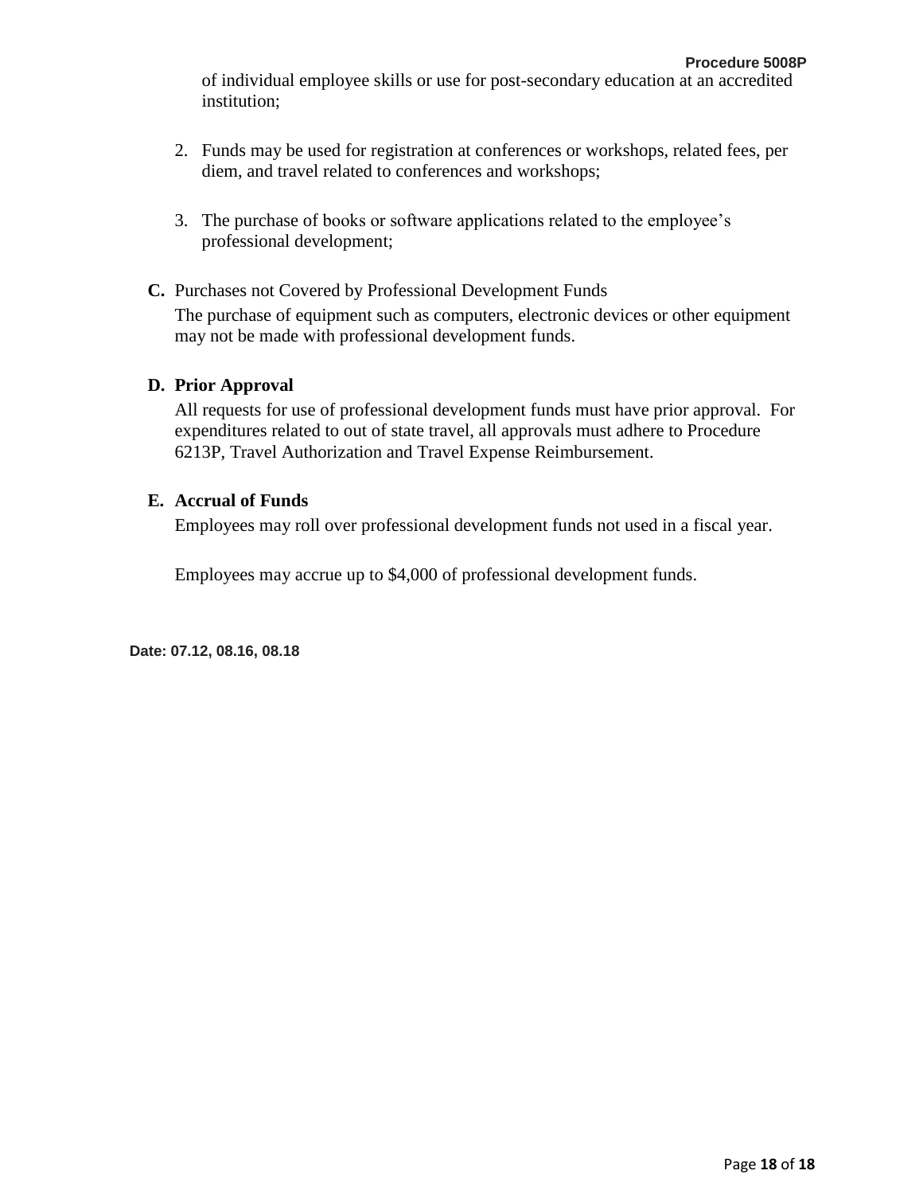of individual employee skills or use for post-secondary education at an accredited institution;

2. Funds may be used for registration at conferences or workshops, related fees, per diem, and travel related to conferences and workshops;

3. The purchase of books or software applications related to the employee's professional development;

**C.** Purchases not Covered by Professional Development Funds

The purchase of equipment such as computers, electronic devices or other equipment may not be made with professional development funds.

**D. Prior Approval**

All requests for use of professional development funds must have prior approval. For expenditures related to out of state travel, all approvals must adhere to Procedure 6213P, Travel Authorization and Travel Expense Reimbursement.

**E. Accrual of Funds**

Employees may roll over professional development funds not used in a fiscal year.

Employees may accrue up to $4,000 of professional development funds.

**Date: 07.12, 08.16, 08.18**